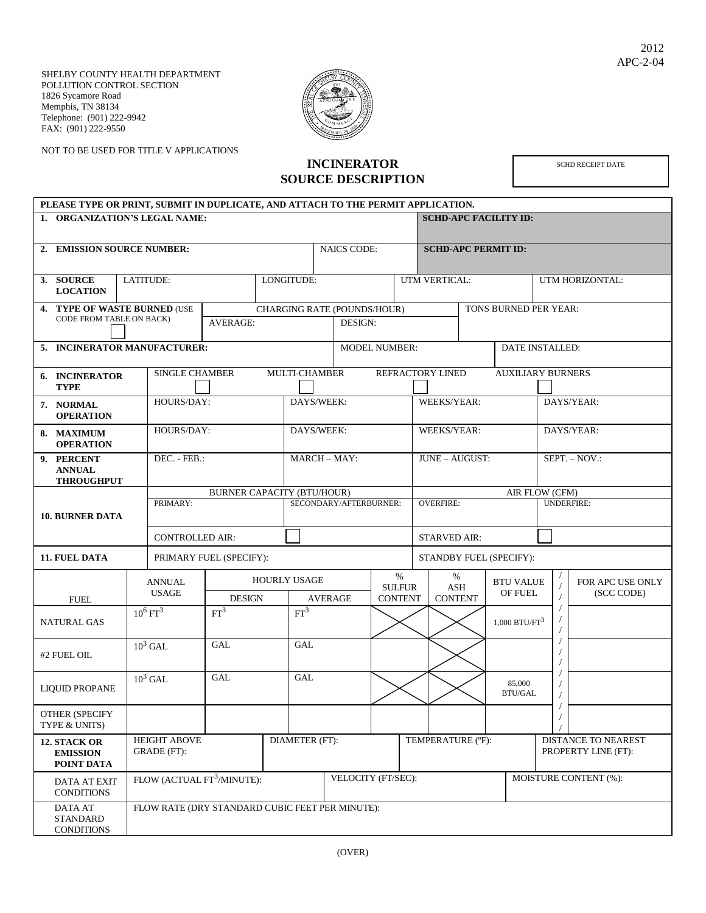2012
APC-2-04

SHELBY COUNTY HEALTH DEPARTMENT
POLLUTION CONTROL SECTION
1826 Sycamore Road
Memphis, TN 38134
Telephone: (901) 222-9942
FAX: (901) 222-9550

NOT TO BE USED FOR TITLE V APPLICATIONS

# INCINERATOR SOURCE DESCRIPTION

| SCHD RECEIPT DATE |
|---|
| |

**PLEASE TYPE OR PRINT, SUBMIT IN DUPLICATE, AND ATTACH TO THE PERMIT APPLICATION.**

| **1. ORGANIZATION'S LEGAL NAME:** | | **SCHD-APC FACILITY ID:** |
|---|---|---|
| **2. EMISSION SOURCE NUMBER:** | NAICS CODE: | **SCHD-APC PERMIT ID:** |

| **3. SOURCE LOCATION** | LATITUDE: | LONGITUDE: | UTM VERTICAL: | UTM HORIZONTAL: |
|---|---|---|---|---|

| **4. TYPE OF WASTE BURNED** (USE CODE FROM TABLE ON BACK) ☐ | CHARGING RATE (POUNDS/HOUR) | | TONS BURNED PER YEAR: |
|---|---|---|---|
| | AVERAGE: | DESIGN: | |

| **5. INCINERATOR MANUFACTURER:** | MODEL NUMBER: | DATE INSTALLED: |
|---|---|---|

| **6. INCINERATOR TYPE** | SINGLE CHAMBER ☐ | MULTI-CHAMBER ☐ | REFRACTORY LINED ☐ | AUXILIARY BURNERS ☐ |
|---|---|---|---|---|
| **7. NORMAL OPERATION** | HOURS/DAY: | DAYS/WEEK: | WEEKS/YEAR: | DAYS/YEAR: |
| **8. MAXIMUM OPERATION** | HOURS/DAY: | DAYS/WEEK: | WEEKS/YEAR: | DAYS/YEAR: |
| **9. PERCENT ANNUAL THROUGHPUT** | DEC. - FEB.: | MARCH – MAY: | JUNE – AUGUST: | SEPT. – NOV.: |

| **10. BURNER DATA** | BURNER CAPACITY (BTU/HOUR) | | AIR FLOW (CFM) | |
|---|---|---|---|---|
| | PRIMARY: | SECONDARY/AFTERBURNER: | OVERFIRE: | UNDERFIRE: |
| | CONTROLLED AIR: ☐ | | STARVED AIR: ☐ | |

| **11. FUEL DATA** | PRIMARY FUEL (SPECIFY): | STANDBY FUEL (SPECIFY): |
|---|---|---|

| FUEL | ANNUAL USAGE | HOURLY USAGE | | % SULFUR CONTENT | % ASH CONTENT | BTU VALUE OF FUEL | FOR APC USE ONLY (SCC CODE) |
|---|---|---|---|---|---|---|---|
| | | DESIGN | AVERAGE | | | | |
| NATURAL GAS | $10^6$ $FT^3$ | $FT^3$ | $FT^3$ | X | X | 1,000 BTU/$FT^3$ | |
| #2 FUEL OIL | $10^3$ GAL | GAL | GAL | | X | | |
| LIQUID PROPANE | $10^3$ GAL | GAL | GAL | X | X | 85,000 BTU/GAL | |
| OTHER (SPECIFY TYPE & UNITS) | | | | | | | |

| **12. STACK OR EMISSION POINT DATA** | HEIGHT ABOVE GRADE (FT): | DIAMETER (FT): | TEMPERATURE (ºF): | DISTANCE TO NEAREST PROPERTY LINE (FT): |
|---|---|---|---|---|
| DATA AT EXIT CONDITIONS | FLOW (ACTUAL $FT^3$/MINUTE): | VELOCITY (FT/SEC): | MOISTURE CONTENT (%): | |
| DATA AT STANDARD CONDITIONS | FLOW RATE (DRY STANDARD CUBIC FEET PER MINUTE): | | | |

(OVER)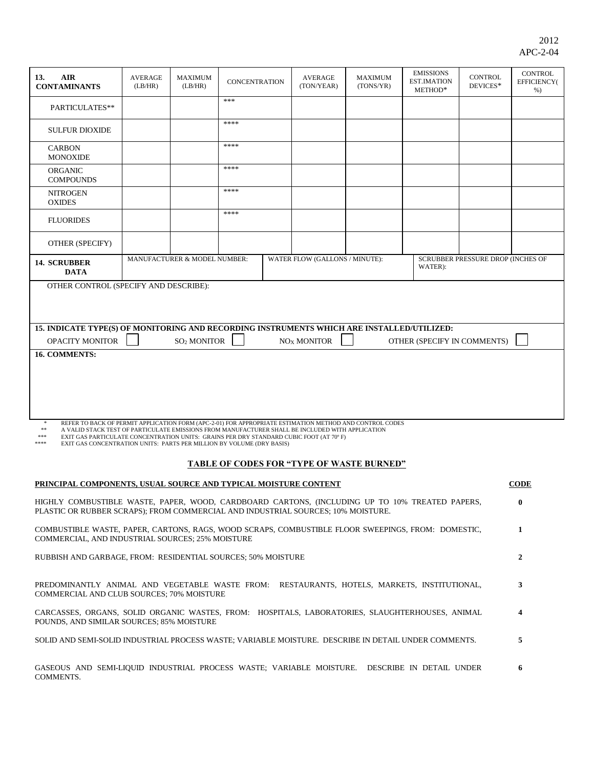2012
APC-2-04

| 13. AIR CONTAMINANTS | AVERAGE (LB/HR) | MAXIMUM (LB/HR) | CONCENTRATION | AVERAGE (TON/YEAR) | MAXIMUM (TONS/YR) | EMISSIONS EST.IMATION METHOD* | CONTROL DEVICES* | CONTROL EFFICIENCY( %) |
|---|---|---|---|---|---|---|---|---|
| PARTICULATES** | | | *** | | | | | |
| SULFUR DIOXIDE | | | **** | | | | | |
| CARBON MONOXIDE | | | **** | | | | | |
| ORGANIC COMPOUNDS | | | **** | | | | | |
| NITROGEN OXIDES | | | **** | | | | | |
| FLUORIDES | | | **** | | | | | |
| OTHER (SPECIFY) | | | | | | | | |

| 14. SCRUBBER DATA | MANUFACTURER & MODEL NUMBER: | WATER FLOW (GALLONS / MINUTE): | SCRUBBER PRESSURE DROP (INCHES OF WATER): |
|---|---|---|---|

OTHER CONTROL (SPECIFY AND DESCRIBE):

**15. INDICATE TYPE(S) OF MONITORING AND RECORDING INSTRUMENTS WHICH ARE INSTALLED/UTILIZED:**

OPACITY MONITOR ☐ $SO_2$ MONITOR ☐ $NO_X$ MONITOR ☐ OTHER (SPECIFY IN COMMENTS) ☐

**16. COMMENTS:**

\* REFER TO BACK OF PERMIT APPLICATION FORM (APC-2-01) FOR APPROPRIATE ESTIMATION METHOD AND CONTROL CODES
\** A VALID STACK TEST OF PARTICULATE EMISSIONS FROM MANUFACTURER SHALL BE INCLUDED WITH APPLICATION
\*** EXIT GAS PARTICULATE CONCENTRATION UNITS: GRAINS PER DRY STANDARD CUBIC FOOT (AT 70º F)
\**** EXIT GAS CONCENTRATION UNITS: PARTS PER MILLION BY VOLUME (DRY BASIS)

## TABLE OF CODES FOR "TYPE OF WASTE BURNED"

| PRINCIPAL COMPONENTS, USUAL SOURCE AND TYPICAL MOISTURE CONTENT | CODE |
|---|---|
| HIGHLY COMBUSTIBLE WASTE, PAPER, WOOD, CARDBOARD CARTONS, (INCLUDING UP TO 10% TREATED PAPERS, PLASTIC OR RUBBER SCRAPS); FROM COMMERCIAL AND INDUSTRIAL SOURCES; 10% MOISTURE. | 0 |
| COMBUSTIBLE WASTE, PAPER, CARTONS, RAGS, WOOD SCRAPS, COMBUSTIBLE FLOOR SWEEPINGS, FROM: DOMESTIC, COMMERCIAL, AND INDUSTRIAL SOURCES; 25% MOISTURE | 1 |
| RUBBISH AND GARBAGE, FROM: RESIDENTIAL SOURCES; 50% MOISTURE | 2 |
| PREDOMINANTLY ANIMAL AND VEGETABLE WASTE FROM: RESTAURANTS, HOTELS, MARKETS, INSTITUTIONAL, COMMERCIAL AND CLUB SOURCES; 70% MOISTURE | 3 |
| CARCASSES, ORGANS, SOLID ORGANIC WASTES, FROM: HOSPITALS, LABORATORIES, SLAUGHTERHOUSES, ANIMAL POUNDS, AND SIMILAR SOURCES; 85% MOISTURE | 4 |
| SOLID AND SEMI-SOLID INDUSTRIAL PROCESS WASTE; VARIABLE MOISTURE. DESCRIBE IN DETAIL UNDER COMMENTS. | 5 |
| GASEOUS AND SEMI-LIQUID INDUSTRIAL PROCESS WASTE; VARIABLE MOISTURE. DESCRIBE IN DETAIL UNDER COMMENTS. | 6 |